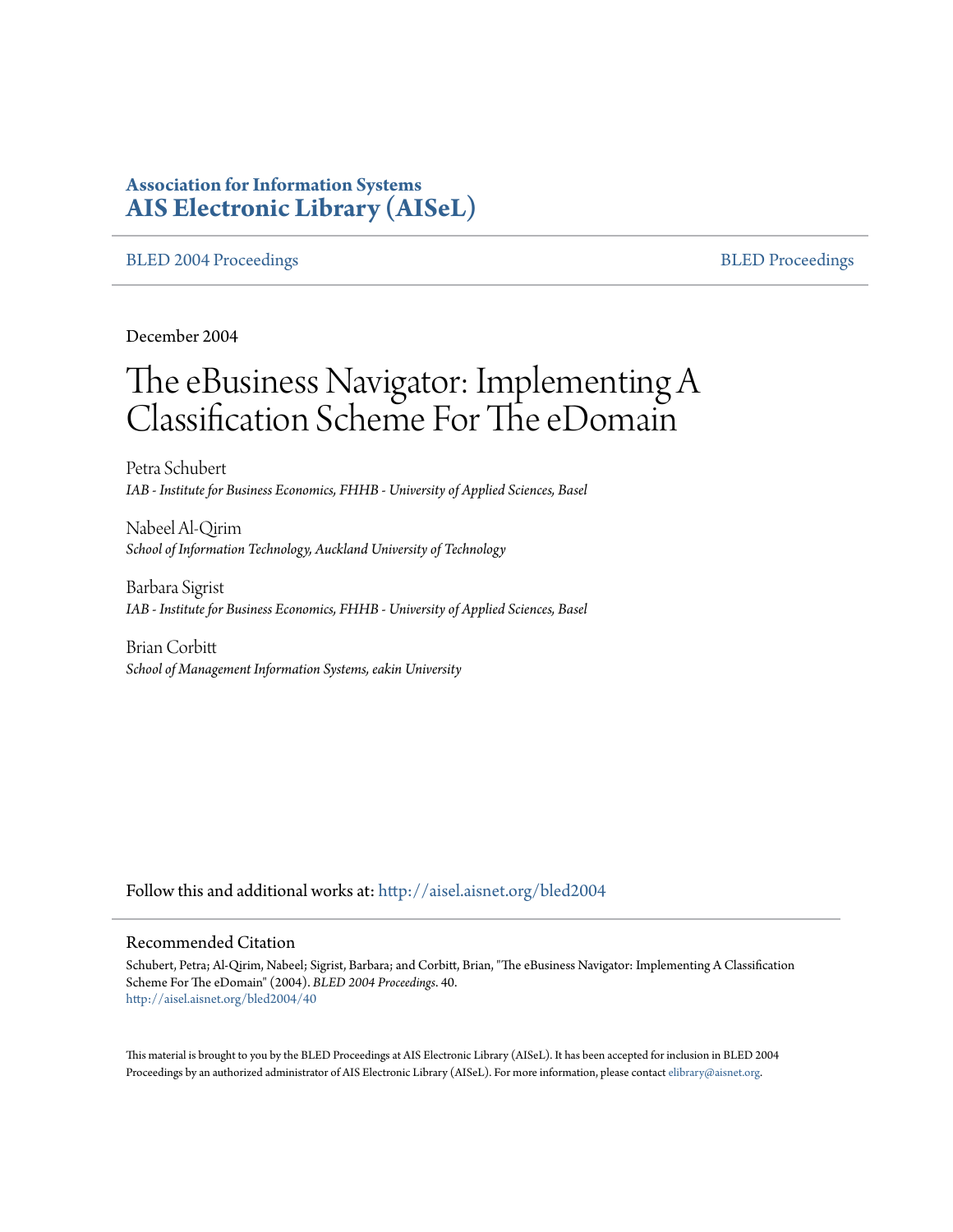**Association for Information Systems**
**AIS Electronic Library (AISeL)**

BLED 2004 Proceedings | BLED Proceedings

December 2004

# The eBusiness Navigator: Implementing A Classification Scheme For The eDomain

Petra Schubert
*IAB - Institute for Business Economics, FHHB - University of Applied Sciences, Basel*

Nabeel Al-Qirim
*School of Information Technology, Auckland University of Technology*

Barbara Sigrist
*IAB - Institute for Business Economics, FHHB - University of Applied Sciences, Basel*

Brian Corbitt
*School of Management Information Systems, eakin University*

Follow this and additional works at: http://aisel.aisnet.org/bled2004

## Recommended Citation

Schubert, Petra; Al-Qirim, Nabeel; Sigrist, Barbara; and Corbitt, Brian, "The eBusiness Navigator: Implementing A Classification Scheme For The eDomain" (2004). *BLED 2004 Proceedings*. 40.
http://aisel.aisnet.org/bled2004/40

This material is brought to you by the BLED Proceedings at AIS Electronic Library (AISeL). It has been accepted for inclusion in BLED 2004 Proceedings by an authorized administrator of AIS Electronic Library (AISeL). For more information, please contact elibrary@aisnet.org.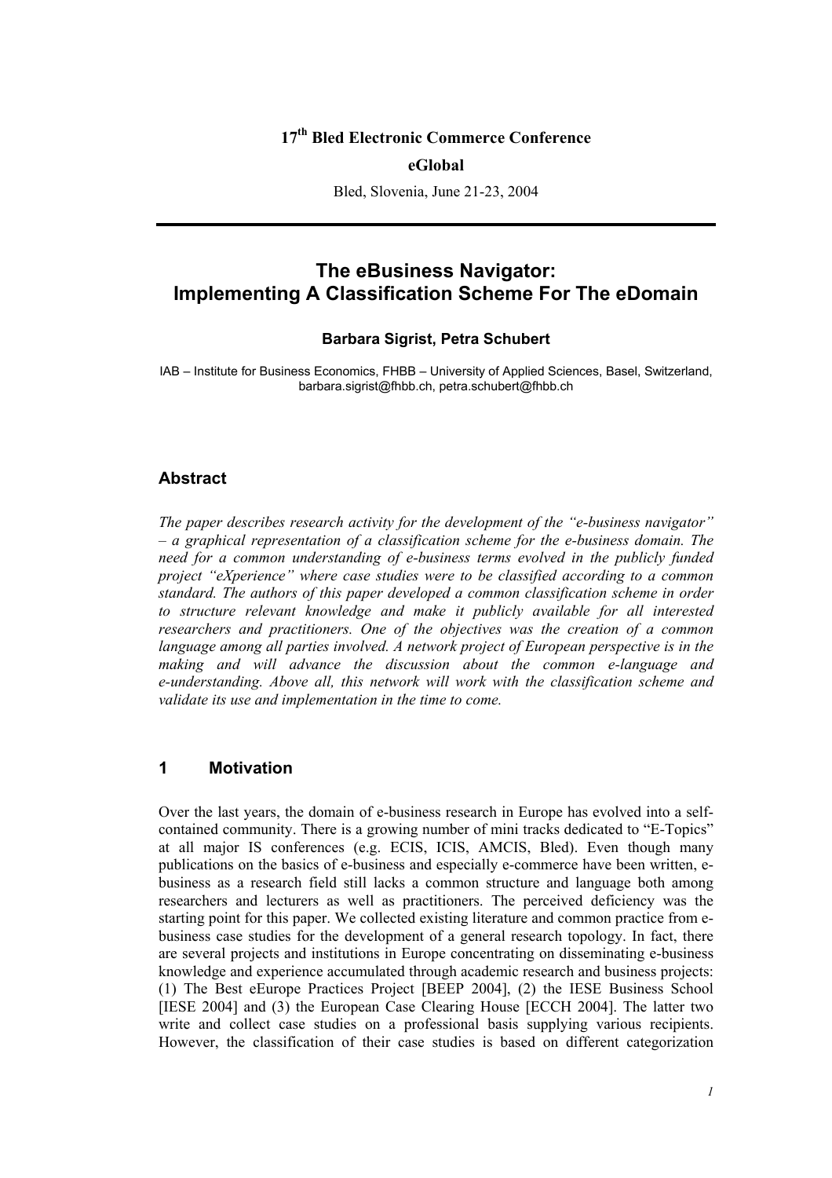**17th Bled Electronic Commerce Conference**

**eGlobal**

Bled, Slovenia, June 21-23, 2004

# The eBusiness Navigator: Implementing A Classification Scheme For The eDomain

**Barbara Sigrist, Petra Schubert**

IAB – Institute for Business Economics, FHBB – University of Applied Sciences, Basel, Switzerland, barbara.sigrist@fhbb.ch, petra.schubert@fhbb.ch

## Abstract

*The paper describes research activity for the development of the "e-business navigator" – a graphical representation of a classification scheme for the e-business domain. The need for a common understanding of e-business terms evolved in the publicly funded project "eXperience" where case studies were to be classified according to a common standard. The authors of this paper developed a common classification scheme in order to structure relevant knowledge and make it publicly available for all interested researchers and practitioners. One of the objectives was the creation of a common language among all parties involved. A network project of European perspective is in the making and will advance the discussion about the common e-language and e-understanding. Above all, this network will work with the classification scheme and validate its use and implementation in the time to come.*

## 1 Motivation

Over the last years, the domain of e-business research in Europe has evolved into a self-contained community. There is a growing number of mini tracks dedicated to "E-Topics" at all major IS conferences (e.g. ECIS, ICIS, AMCIS, Bled). Even though many publications on the basics of e-business and especially e-commerce have been written, e-business as a research field still lacks a common structure and language both among researchers and lecturers as well as practitioners. The perceived deficiency was the starting point for this paper. We collected existing literature and common practice from e-business case studies for the development of a general research topology. In fact, there are several projects and institutions in Europe concentrating on disseminating e-business knowledge and experience accumulated through academic research and business projects: (1) The Best eEurope Practices Project [BEEP 2004], (2) the IESE Business School [IESE 2004] and (3) the European Case Clearing House [ECCH 2004]. The latter two write and collect case studies on a professional basis supplying various recipients. However, the classification of their case studies is based on different categorization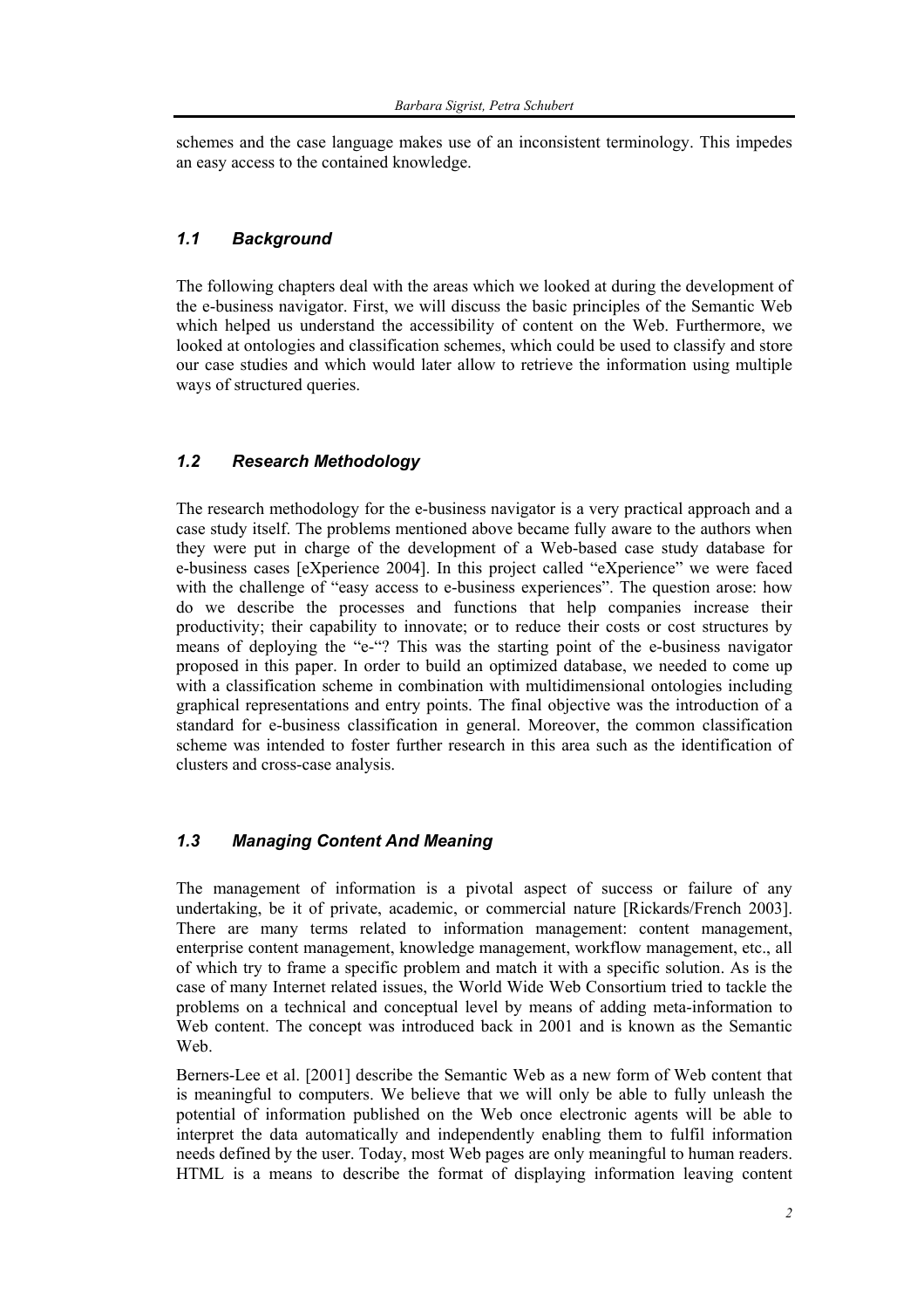schemes and the case language makes use of an inconsistent terminology. This impedes an easy access to the contained knowledge.

## *1.1 Background*

The following chapters deal with the areas which we looked at during the development of the e-business navigator. First, we will discuss the basic principles of the Semantic Web which helped us understand the accessibility of content on the Web. Furthermore, we looked at ontologies and classification schemes, which could be used to classify and store our case studies and which would later allow to retrieve the information using multiple ways of structured queries.

## *1.2 Research Methodology*

The research methodology for the e-business navigator is a very practical approach and a case study itself. The problems mentioned above became fully aware to the authors when they were put in charge of the development of a Web-based case study database for e-business cases [eXperience 2004]. In this project called "eXperience" we were faced with the challenge of "easy access to e-business experiences". The question arose: how do we describe the processes and functions that help companies increase their productivity; their capability to innovate; or to reduce their costs or cost structures by means of deploying the "e-"? This was the starting point of the e-business navigator proposed in this paper. In order to build an optimized database, we needed to come up with a classification scheme in combination with multidimensional ontologies including graphical representations and entry points. The final objective was the introduction of a standard for e-business classification in general. Moreover, the common classification scheme was intended to foster further research in this area such as the identification of clusters and cross-case analysis.

## *1.3 Managing Content And Meaning*

The management of information is a pivotal aspect of success or failure of any undertaking, be it of private, academic, or commercial nature [Rickards/French 2003]. There are many terms related to information management: content management, enterprise content management, knowledge management, workflow management, etc., all of which try to frame a specific problem and match it with a specific solution. As is the case of many Internet related issues, the World Wide Web Consortium tried to tackle the problems on a technical and conceptual level by means of adding meta-information to Web content. The concept was introduced back in 2001 and is known as the Semantic Web.

Berners-Lee et al. [2001] describe the Semantic Web as a new form of Web content that is meaningful to computers. We believe that we will only be able to fully unleash the potential of information published on the Web once electronic agents will be able to interpret the data automatically and independently enabling them to fulfil information needs defined by the user. Today, most Web pages are only meaningful to human readers. HTML is a means to describe the format of displaying information leaving content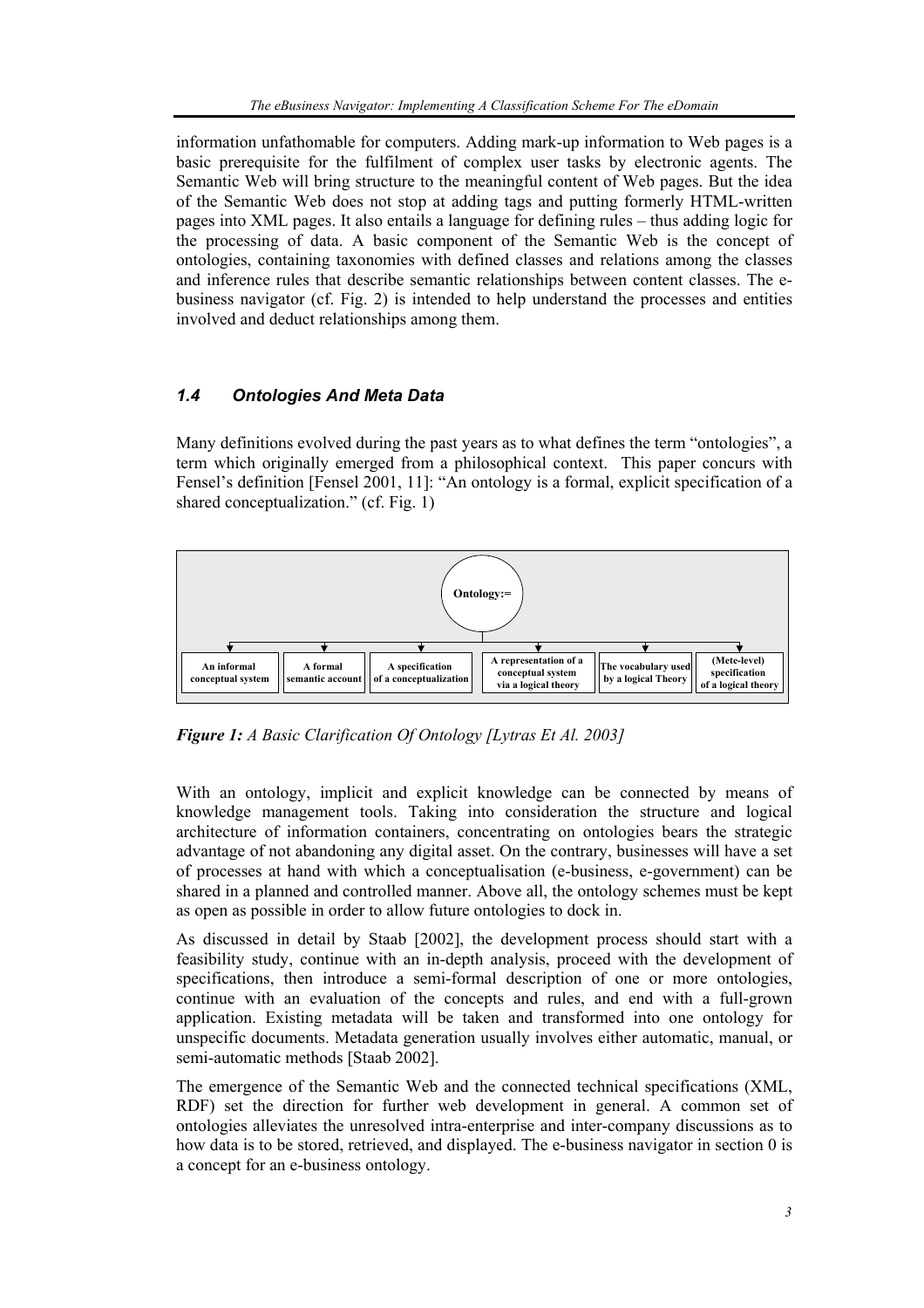information unfathomable for computers. Adding mark-up information to Web pages is a basic prerequisite for the fulfilment of complex user tasks by electronic agents. The Semantic Web will bring structure to the meaningful content of Web pages. But the idea of the Semantic Web does not stop at adding tags and putting formerly HTML-written pages into XML pages. It also entails a language for defining rules – thus adding logic for the processing of data. A basic component of the Semantic Web is the concept of ontologies, containing taxonomies with defined classes and relations among the classes and inference rules that describe semantic relationships between content classes. The e-business navigator (cf. Fig. 2) is intended to help understand the processes and entities involved and deduct relationships among them.

### *1.4 Ontologies And Meta Data*

Many definitions evolved during the past years as to what defines the term "ontologies", a term which originally emerged from a philosophical context. This paper concurs with Fensel's definition [Fensel 2001, 11]: "An ontology is a formal, explicit specification of a shared conceptualization." (cf. Fig. 1)

**Ontology:=**

- An informal conceptual system
- A formal semantic account
- A specification of a conceptualization
- A representation of a conceptual system via a logical theory
- The vocabulary used by a logical Theory
- (Mete-level) specification of a logical theory

***Figure 1:*** *A Basic Clarification Of Ontology [Lytras Et Al. 2003]*

With an ontology, implicit and explicit knowledge can be connected by means of knowledge management tools. Taking into consideration the structure and logical architecture of information containers, concentrating on ontologies bears the strategic advantage of not abandoning any digital asset. On the contrary, businesses will have a set of processes at hand with which a conceptualisation (e-business, e-government) can be shared in a planned and controlled manner. Above all, the ontology schemes must be kept as open as possible in order to allow future ontologies to dock in.

As discussed in detail by Staab [2002], the development process should start with a feasibility study, continue with an in-depth analysis, proceed with the development of specifications, then introduce a semi-formal description of one or more ontologies, continue with an evaluation of the concepts and rules, and end with a full-grown application. Existing metadata will be taken and transformed into one ontology for unspecific documents. Metadata generation usually involves either automatic, manual, or semi-automatic methods [Staab 2002].

The emergence of the Semantic Web and the connected technical specifications (XML, RDF) set the direction for further web development in general. A common set of ontologies alleviates the unresolved intra-enterprise and inter-company discussions as to how data is to be stored, retrieved, and displayed. The e-business navigator in section 0 is a concept for an e-business ontology.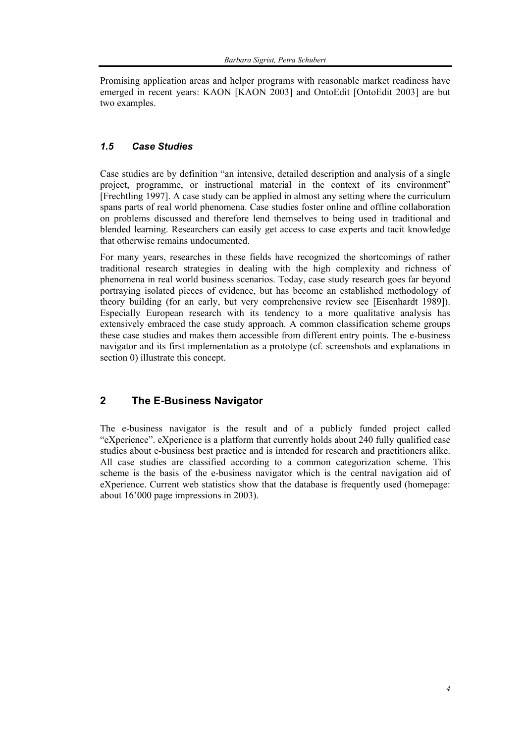Promising application areas and helper programs with reasonable market readiness have emerged in recent years: KAON [KAON 2003] and OntoEdit [OntoEdit 2003] are but two examples.

### *1.5 Case Studies*

Case studies are by definition "an intensive, detailed description and analysis of a single project, programme, or instructional material in the context of its environment" [Frechtling 1997]. A case study can be applied in almost any setting where the curriculum spans parts of real world phenomena. Case studies foster online and offline collaboration on problems discussed and therefore lend themselves to being used in traditional and blended learning. Researchers can easily get access to case experts and tacit knowledge that otherwise remains undocumented.

For many years, researches in these fields have recognized the shortcomings of rather traditional research strategies in dealing with the high complexity and richness of phenomena in real world business scenarios. Today, case study research goes far beyond portraying isolated pieces of evidence, but has become an established methodology of theory building (for an early, but very comprehensive review see [Eisenhardt 1989]). Especially European research with its tendency to a more qualitative analysis has extensively embraced the case study approach. A common classification scheme groups these case studies and makes them accessible from different entry points. The e-business navigator and its first implementation as a prototype (cf. screenshots and explanations in section 0) illustrate this concept.

## 2 The E-Business Navigator

The e-business navigator is the result and of a publicly funded project called "eXperience". eXperience is a platform that currently holds about 240 fully qualified case studies about e-business best practice and is intended for research and practitioners alike. All case studies are classified according to a common categorization scheme. This scheme is the basis of the e-business navigator which is the central navigation aid of eXperience. Current web statistics show that the database is frequently used (homepage: about 16'000 page impressions in 2003).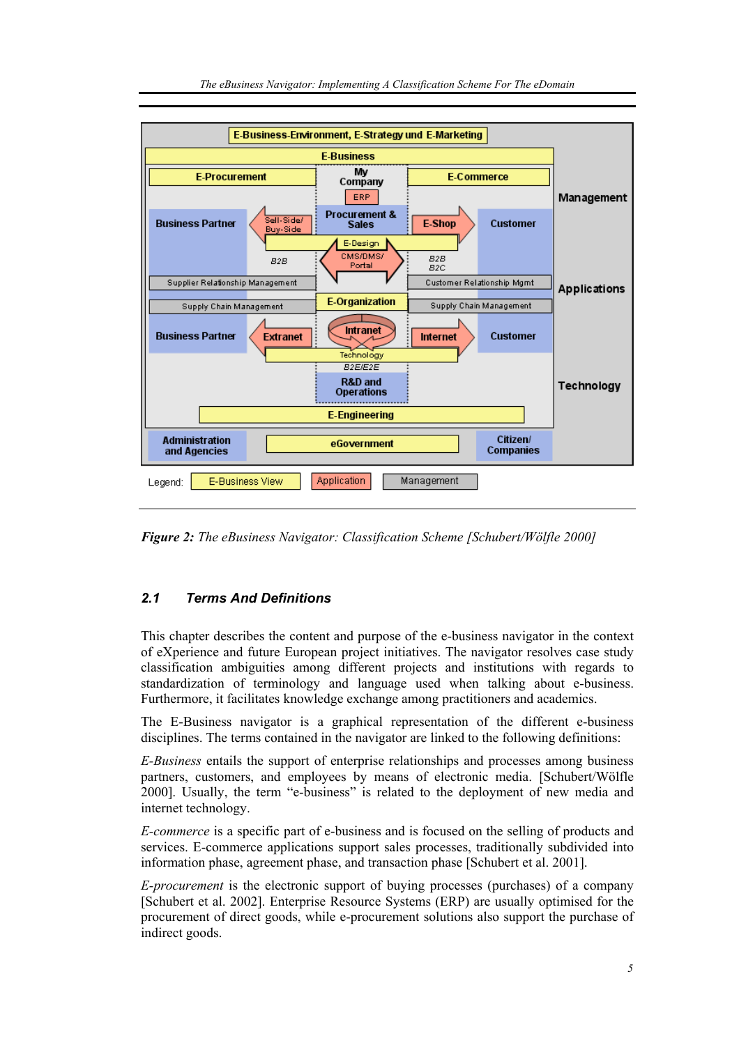**Figure 2:** *The eBusiness Navigator: Classification Scheme [Schubert/Wölfle 2000]*

## 2.1 Terms And Definitions

This chapter describes the content and purpose of the e-business navigator in the context of eXperience and future European project initiatives. The navigator resolves case study classification ambiguities among different projects and institutions with regards to standardization of terminology and language used when talking about e-business. Furthermore, it facilitates knowledge exchange among practitioners and academics.

The E-Business navigator is a graphical representation of the different e-business disciplines. The terms contained in the navigator are linked to the following definitions:

*E-Business* entails the support of enterprise relationships and processes among business partners, customers, and employees by means of electronic media. [Schubert/Wölfle 2000]. Usually, the term "e-business" is related to the deployment of new media and internet technology.

*E-commerce* is a specific part of e-business and is focused on the selling of products and services. E-commerce applications support sales processes, traditionally subdivided into information phase, agreement phase, and transaction phase [Schubert et al. 2001].

*E-procurement* is the electronic support of buying processes (purchases) of a company [Schubert et al. 2002]. Enterprise Resource Systems (ERP) are usually optimised for the procurement of direct goods, while e-procurement solutions also support the purchase of indirect goods.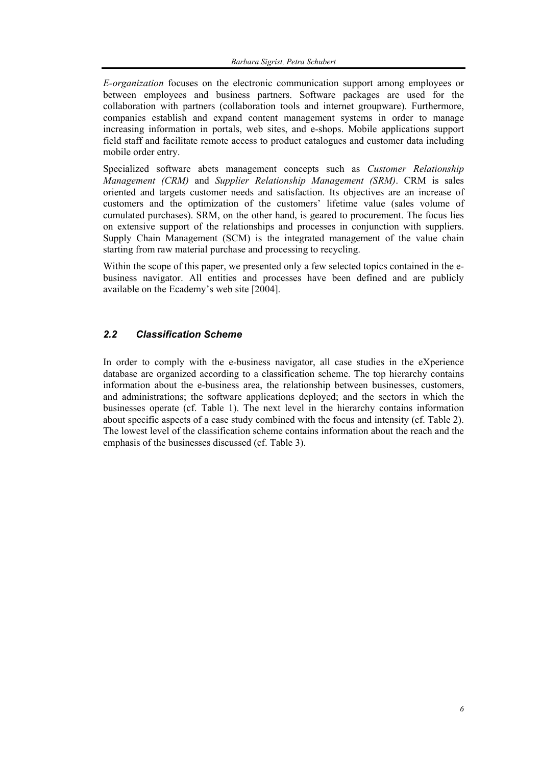*E-organization* focuses on the electronic communication support among employees or between employees and business partners. Software packages are used for the collaboration with partners (collaboration tools and internet groupware). Furthermore, companies establish and expand content management systems in order to manage increasing information in portals, web sites, and e-shops. Mobile applications support field staff and facilitate remote access to product catalogues and customer data including mobile order entry.

Specialized software abets management concepts such as *Customer Relationship Management (CRM)* and *Supplier Relationship Management (SRM)*. CRM is sales oriented and targets customer needs and satisfaction. Its objectives are an increase of customers and the optimization of the customers' lifetime value (sales volume of cumulated purchases). SRM, on the other hand, is geared to procurement. The focus lies on extensive support of the relationships and processes in conjunction with suppliers. Supply Chain Management (SCM) is the integrated management of the value chain starting from raw material purchase and processing to recycling.

Within the scope of this paper, we presented only a few selected topics contained in the e-business navigator. All entities and processes have been defined and are publicly available on the Ecademy's web site [2004].

## 2.2 Classification Scheme

In order to comply with the e-business navigator, all case studies in the eXperience database are organized according to a classification scheme. The top hierarchy contains information about the e-business area, the relationship between businesses, customers, and administrations; the software applications deployed; and the sectors in which the businesses operate (cf. Table 1). The next level in the hierarchy contains information about specific aspects of a case study combined with the focus and intensity (cf. Table 2). The lowest level of the classification scheme contains information about the reach and the emphasis of the businesses discussed (cf. Table 3).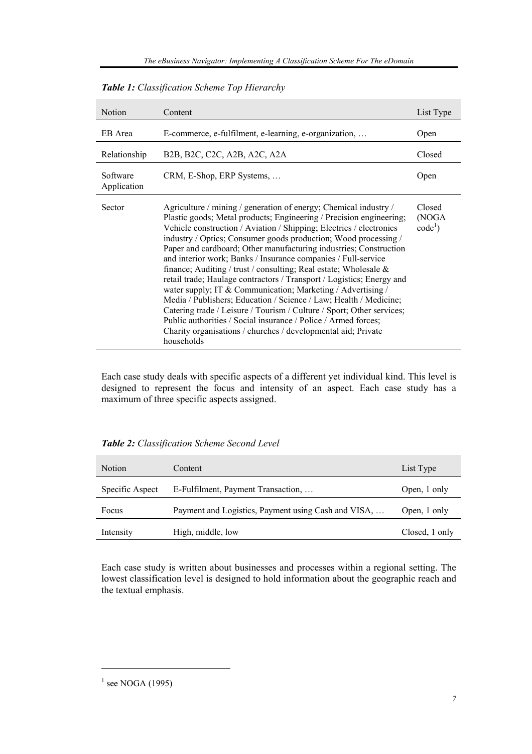***Table 1:*** *Classification Scheme Top Hierarchy*

| Notion | Content | List Type |
|---|---|---|
| EB Area | E-commerce, e-fulfilment, e-learning, e-organization, … | Open |
| Relationship | B2B, B2C, C2C, A2B, A2C, A2A | Closed |
| Software Application | CRM, E-Shop, ERP Systems, … | Open |
| Sector | Agriculture / mining / generation of energy; Chemical industry / Plastic goods; Metal products; Engineering / Precision engineering; Vehicle construction / Aviation / Shipping; Electrics / electronics industry / Optics; Consumer goods production; Wood processing / Paper and cardboard; Other manufacturing industries; Construction and interior work; Banks / Insurance companies / Full-service finance; Auditing / trust / consulting; Real estate; Wholesale & retail trade; Haulage contractors / Transport / Logistics; Energy and water supply; IT & Communication; Marketing / Advertising / Media / Publishers; Education / Science / Law; Health / Medicine; Catering trade / Leisure / Tourism / Culture / Sport; Other services; Public authorities / Social insurance / Police / Armed forces; Charity organisations / churches / developmental aid; Private households | Closed (NOGA code[1]) |

Each case study deals with specific aspects of a different yet individual kind. This level is designed to represent the focus and intensity of an aspect. Each case study has a maximum of three specific aspects assigned.

***Table 2:*** *Classification Scheme Second Level*

| Notion | Content | List Type |
|---|---|---|
| Specific Aspect | E-Fulfilment, Payment Transaction, … | Open, 1 only |
| Focus | Payment and Logistics, Payment using Cash and VISA, … | Open, 1 only |
| Intensity | High, middle, low | Closed, 1 only |

Each case study is written about businesses and processes within a regional setting. The lowest classification level is designed to hold information about the geographic reach and the textual emphasis.

[1] see NOGA (1995)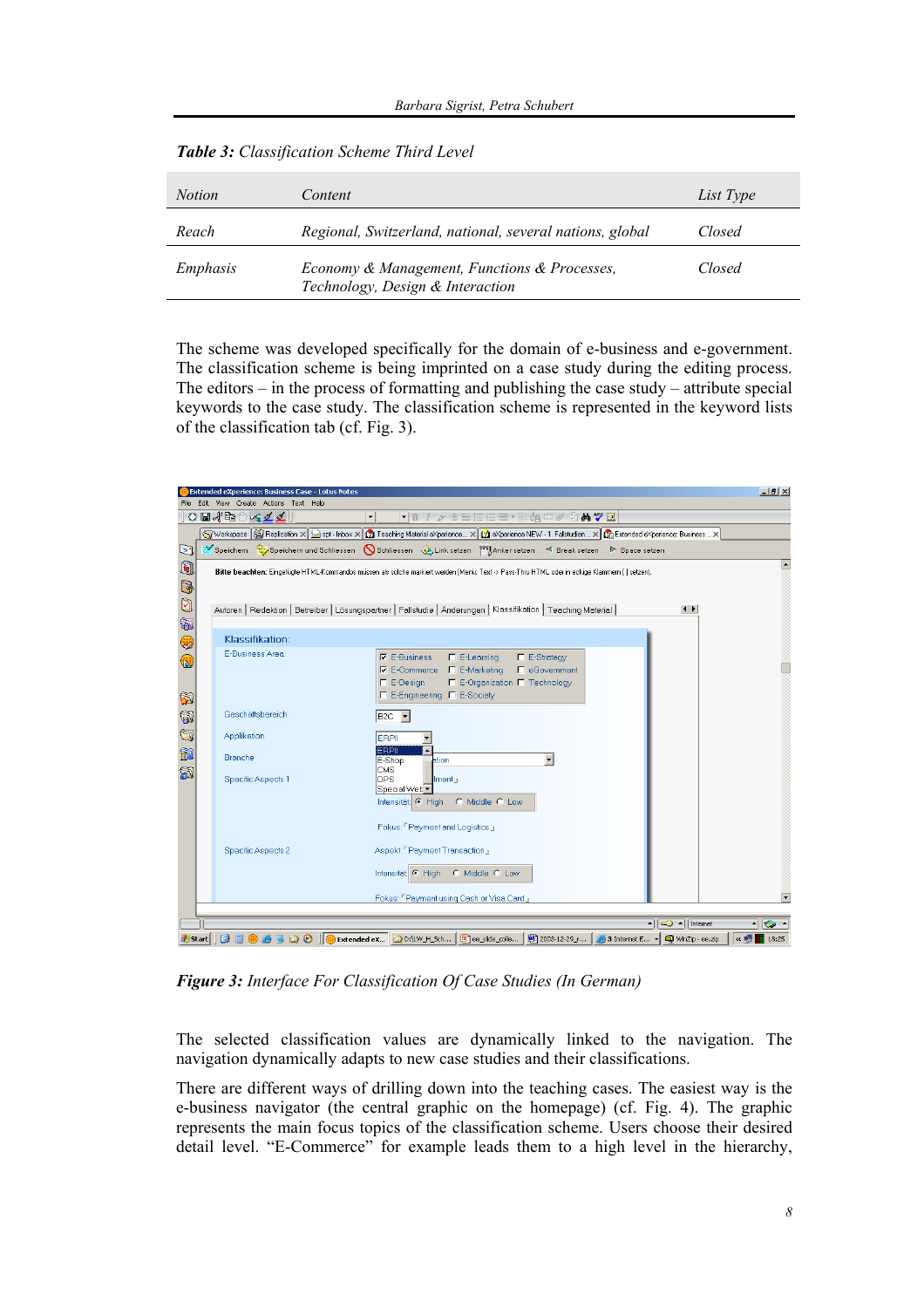*Table 3: Classification Scheme Third Level*

| *Notion* | *Content* | *List Type* |
| --- | --- | --- |
| *Reach* | *Regional, Switzerland, national, several nations, global* | *Closed* |
| *Emphasis* | *Economy & Management, Functions & Processes, Technology, Design & Interaction* | *Closed* |

The scheme was developed specifically for the domain of e-business and e-government. The classification scheme is being imprinted on a case study during the editing process. The editors – in the process of formatting and publishing the case study – attribute special keywords to the case study. The classification scheme is represented in the keyword lists of the classification tab (cf. Fig. 3).

***Figure 3:*** *Interface For Classification Of Case Studies (In German)*

The selected classification values are dynamically linked to the navigation. The navigation dynamically adapts to new case studies and their classifications.

There are different ways of drilling down into the teaching cases. The easiest way is the e-business navigator (the central graphic on the homepage) (cf. Fig. 4). The graphic represents the main focus topics of the classification scheme. Users choose their desired detail level. "E-Commerce" for example leads them to a high level in the hierarchy,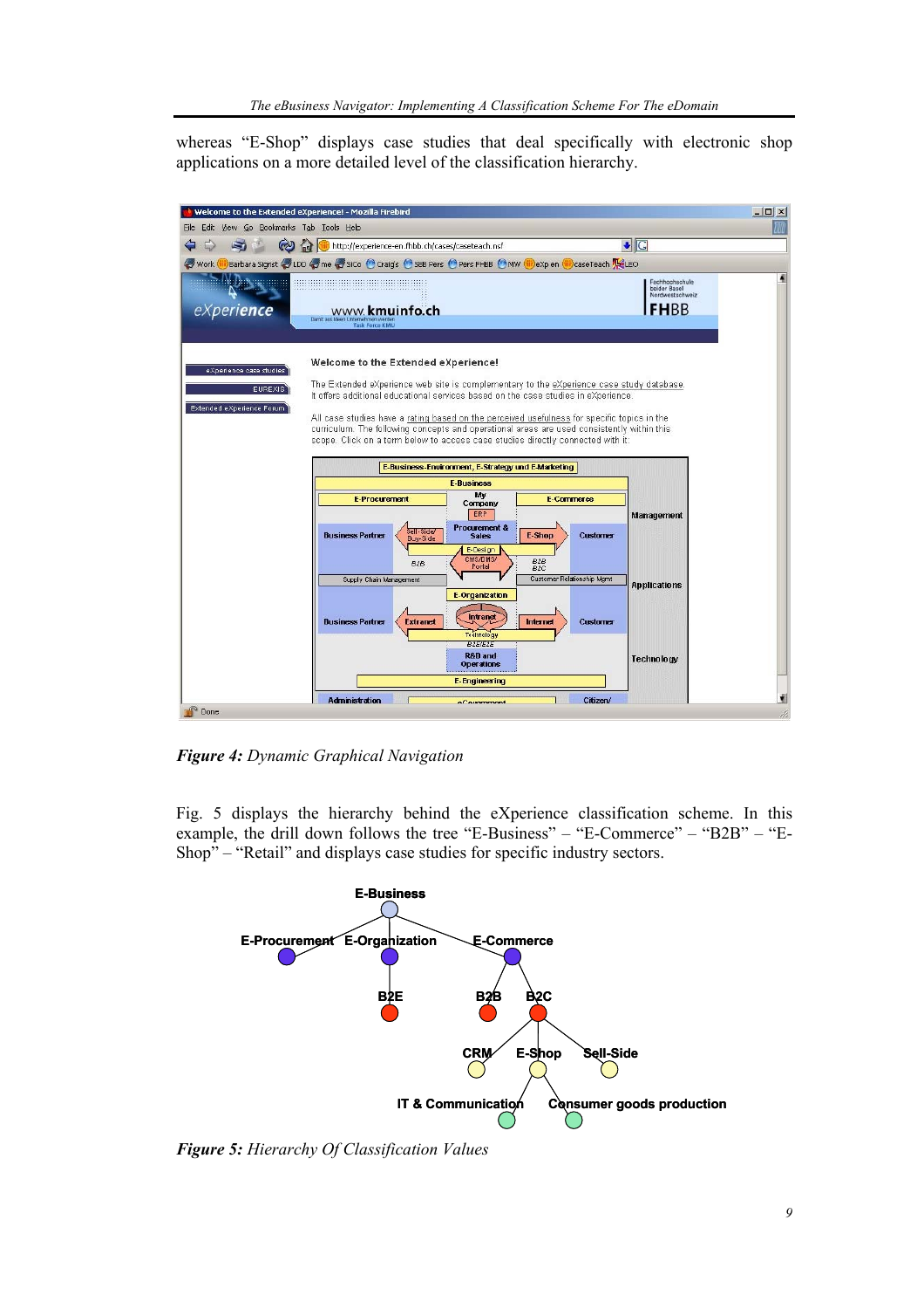whereas “E-Shop” displays case studies that deal specifically with electronic shop applications on a more detailed level of the classification hierarchy.

*Figure 4: Dynamic Graphical Navigation*

Fig. 5 displays the hierarchy behind the eXperience classification scheme. In this example, the drill down follows the tree “E-Business” – “E-Commerce” – “B2B” – “E-Shop” – “Retail” and displays case studies for specific industry sectors.

*Figure 5: Hierarchy Of Classification Values*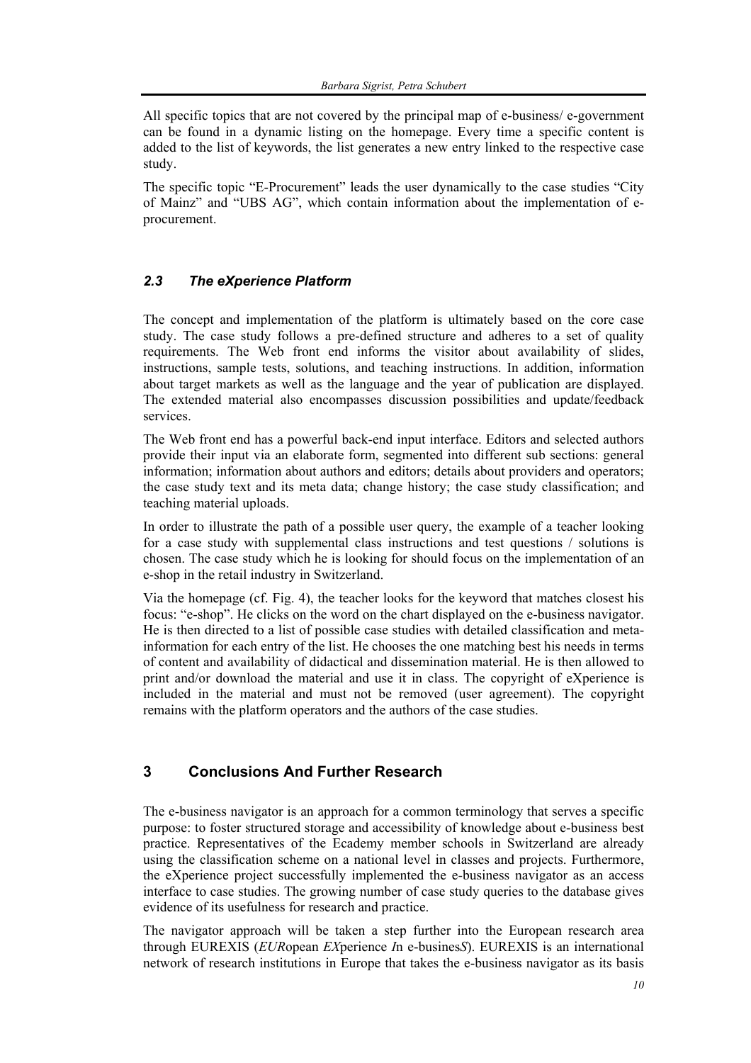All specific topics that are not covered by the principal map of e-business/ e-government can be found in a dynamic listing on the homepage. Every time a specific content is added to the list of keywords, the list generates a new entry linked to the respective case study.

The specific topic "E-Procurement" leads the user dynamically to the case studies "City of Mainz" and "UBS AG", which contain information about the implementation of e-procurement.

### *2.3 The eXperience Platform*

The concept and implementation of the platform is ultimately based on the core case study. The case study follows a pre-defined structure and adheres to a set of quality requirements. The Web front end informs the visitor about availability of slides, instructions, sample tests, solutions, and teaching instructions. In addition, information about target markets as well as the language and the year of publication are displayed. The extended material also encompasses discussion possibilities and update/feedback services.

The Web front end has a powerful back-end input interface. Editors and selected authors provide their input via an elaborate form, segmented into different sub sections: general information; information about authors and editors; details about providers and operators; the case study text and its meta data; change history; the case study classification; and teaching material uploads.

In order to illustrate the path of a possible user query, the example of a teacher looking for a case study with supplemental class instructions and test questions / solutions is chosen. The case study which he is looking for should focus on the implementation of an e-shop in the retail industry in Switzerland.

Via the homepage (cf. Fig. 4), the teacher looks for the keyword that matches closest his focus: "e-shop". He clicks on the word on the chart displayed on the e-business navigator. He is then directed to a list of possible case studies with detailed classification and meta-information for each entry of the list. He chooses the one matching best his needs in terms of content and availability of didactical and dissemination material. He is then allowed to print and/or download the material and use it in class. The copyright of eXperience is included in the material and must not be removed (user agreement). The copyright remains with the platform operators and the authors of the case studies.

## 3 Conclusions And Further Research

The e-business navigator is an approach for a common terminology that serves a specific purpose: to foster structured storage and accessibility of knowledge about e-business best practice. Representatives of the Ecademy member schools in Switzerland are already using the classification scheme on a national level in classes and projects. Furthermore, the eXperience project successfully implemented the e-business navigator as an access interface to case studies. The growing number of case study queries to the database gives evidence of its usefulness for research and practice.

The navigator approach will be taken a step further into the European research area through EUREXIS (*EUR*opean *EX*perience *I*n e-busines*S*). EUREXIS is an international network of research institutions in Europe that takes the e-business navigator as its basis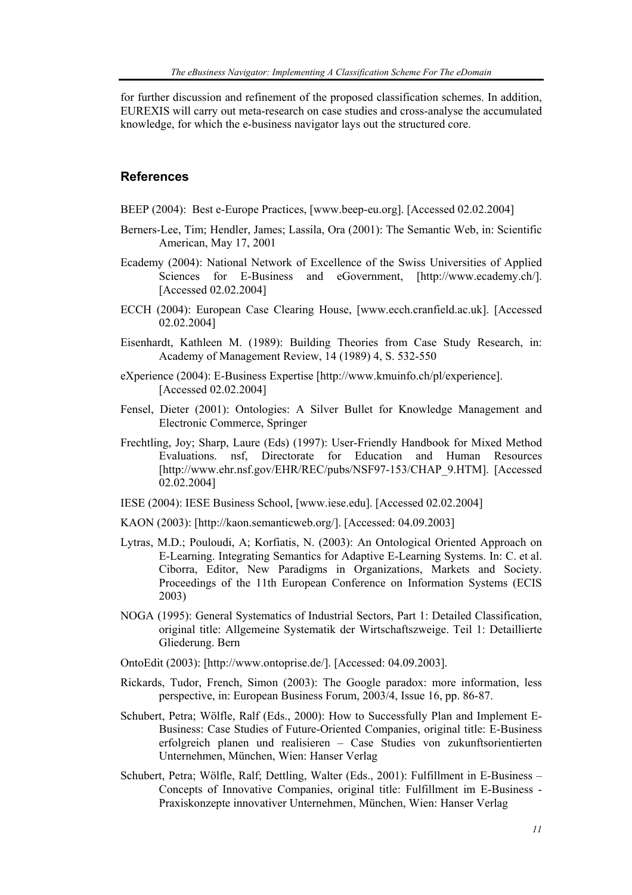for further discussion and refinement of the proposed classification schemes. In addition, EUREXIS will carry out meta-research on case studies and cross-analyse the accumulated knowledge, for which the e-business navigator lays out the structured core.

## References

BEEP (2004): Best e-Europe Practices, [www.beep-eu.org]. [Accessed 02.02.2004]

Berners-Lee, Tim; Hendler, James; Lassila, Ora (2001): The Semantic Web, in: Scientific American, May 17, 2001

Ecademy (2004): National Network of Excellence of the Swiss Universities of Applied Sciences for E-Business and eGovernment, [http://www.ecademy.ch/]. [Accessed 02.02.2004]

ECCH (2004): European Case Clearing House, [www.ecch.cranfield.ac.uk]. [Accessed 02.02.2004]

Eisenhardt, Kathleen M. (1989): Building Theories from Case Study Research, in: Academy of Management Review, 14 (1989) 4, S. 532-550

eXperience (2004): E-Business Expertise [http://www.kmuinfo.ch/pl/experience]. [Accessed 02.02.2004]

Fensel, Dieter (2001): Ontologies: A Silver Bullet for Knowledge Management and Electronic Commerce, Springer

Frechtling, Joy; Sharp, Laure (Eds) (1997): User-Friendly Handbook for Mixed Method Evaluations. nsf, Directorate for Education and Human Resources [http://www.ehr.nsf.gov/EHR/REC/pubs/NSF97-153/CHAP_9.HTM]. [Accessed 02.02.2004]

IESE (2004): IESE Business School, [www.iese.edu]. [Accessed 02.02.2004]

KAON (2003): [http://kaon.semanticweb.org/]. [Accessed: 04.09.2003]

Lytras, M.D.; Pouloudi, A; Korfiatis, N. (2003): An Ontological Oriented Approach on E-Learning. Integrating Semantics for Adaptive E-Learning Systems. In: C. et al. Ciborra, Editor, New Paradigms in Organizations, Markets and Society. Proceedings of the 11th European Conference on Information Systems (ECIS 2003)

NOGA (1995): General Systematics of Industrial Sectors, Part 1: Detailed Classification, original title: Allgemeine Systematik der Wirtschaftszweige. Teil 1: Detaillierte Gliederung. Bern

OntoEdit (2003): [http://www.ontoprise.de/]. [Accessed: 04.09.2003].

Rickards, Tudor, French, Simon (2003): The Google paradox: more information, less perspective, in: European Business Forum, 2003/4, Issue 16, pp. 86-87.

Schubert, Petra; Wölfle, Ralf (Eds., 2000): How to Successfully Plan and Implement E-Business: Case Studies of Future-Oriented Companies, original title: E-Business erfolgreich planen und realisieren – Case Studies von zukunftsorientierten Unternehmen, München, Wien: Hanser Verlag

Schubert, Petra; Wölfle, Ralf; Dettling, Walter (Eds., 2001): Fulfillment in E-Business – Concepts of Innovative Companies, original title: Fulfillment im E-Business - Praxiskonzepte innovativer Unternehmen, München, Wien: Hanser Verlag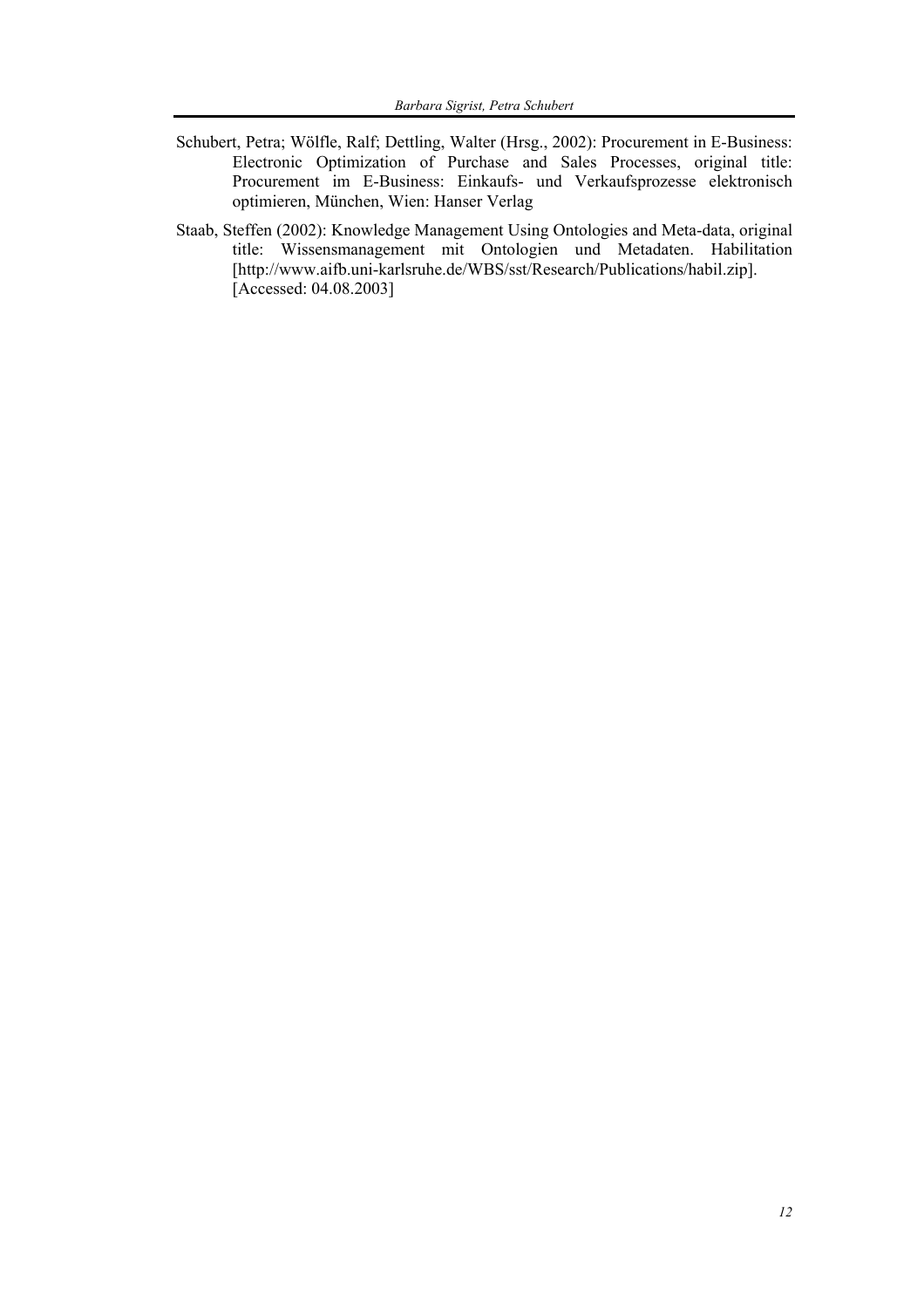Schubert, Petra; Wölfle, Ralf; Dettling, Walter (Hrsg., 2002): Procurement in E-Business: Electronic Optimization of Purchase and Sales Processes, original title: Procurement im E-Business: Einkaufs- und Verkaufsprozesse elektronisch optimieren, München, Wien: Hanser Verlag

Staab, Steffen (2002): Knowledge Management Using Ontologies and Meta-data, original title: Wissensmanagement mit Ontologien und Metadaten. Habilitation [http://www.aifb.uni-karlsruhe.de/WBS/sst/Research/Publications/habil.zip]. [Accessed: 04.08.2003]